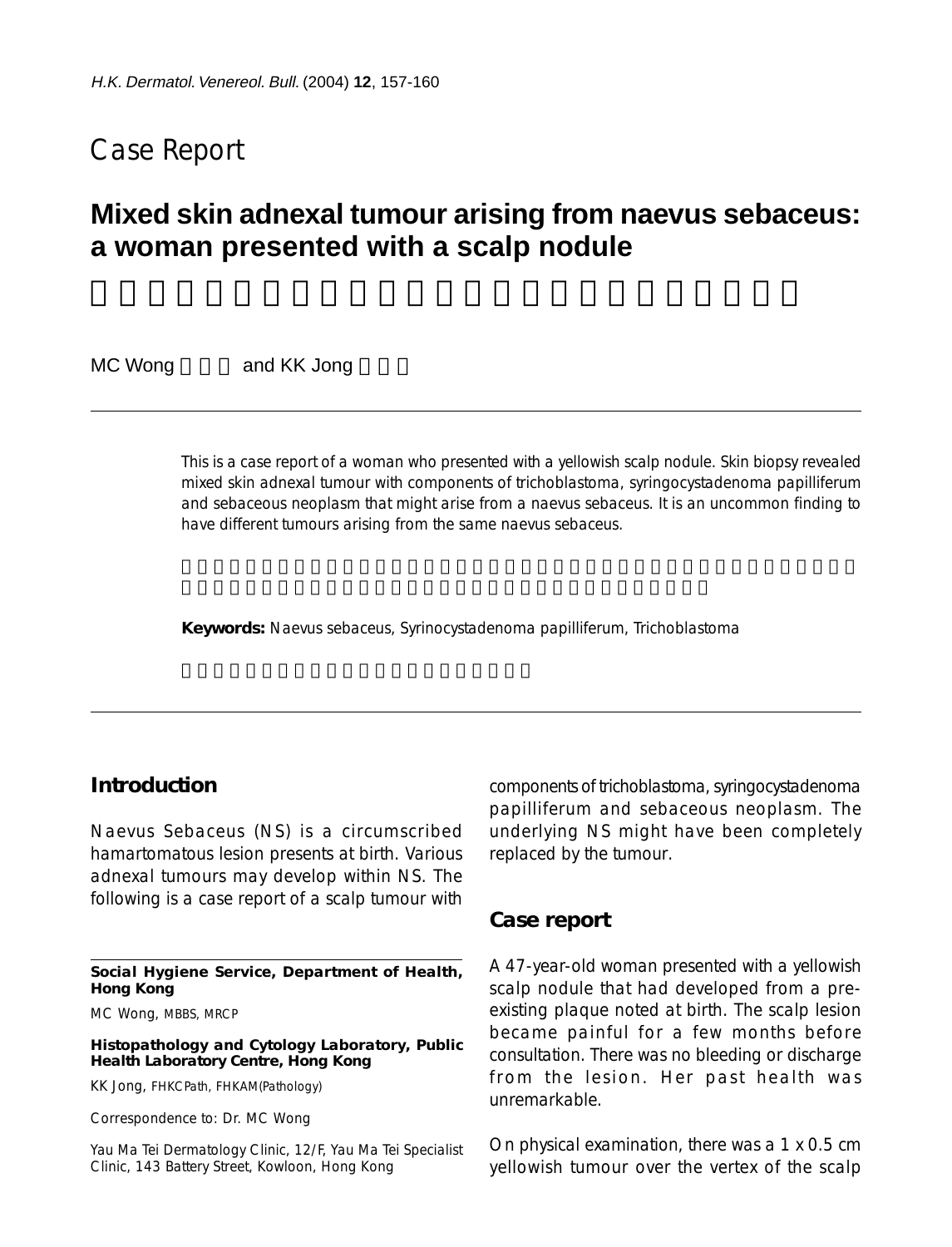# Case Report

## Mixed skin adnexal tumour arising from naevus sebaceus: a woman presented with a scalp nodule

MC Wong and KK Jong

This is a case report of a woman who presented with a yellowish scalp nodule. Skin biopsy revealed mixed skin adnexal tumour with components of trichoblastoma, syringocystadenoma papilliferum and sebaceous neoplasm that might arise from a naevus sebaceus. It is an uncommon finding to have different tumours arising from the same naevus sebaceus.

**Keywords:** Naevus sebaceus, Syrinocystadenoma papilliferum, Trichoblastoma

## Introduction

Naevus Sebaceus (NS) is a circumscribed hamartomatous lesion presents at birth. Various adnexal tumours may develop within NS. The following is a case report of a scalp tumour with components of trichoblastoma, syringocystadenoma papilliferum and sebaceous neoplasm. The underlying NS might have been completely replaced by the tumour.

## Case report

A 47-year-old woman presented with a yellowish scalp nodule that had developed from a pre-existing plaque noted at birth. The scalp lesion became painful for a few months before consultation. There was no bleeding or discharge from the lesion. Her past health was unremarkable.

On physical examination, there was a 1 x 0.5 cm yellowish tumour over the vertex of the scalp

**Social Hygiene Service, Department of Health, Hong Kong**

MC Wong, MBBS, MRCP

**Histopathology and Cytology Laboratory, Public Health Laboratory Centre, Hong Kong**

KK Jong, FHKCPath, FHKAM(Pathology)

Correspondence to: Dr. MC Wong

Yau Ma Tei Dermatology Clinic, 12/F, Yau Ma Tei Specialist Clinic, 143 Battery Street, Kowloon, Hong Kong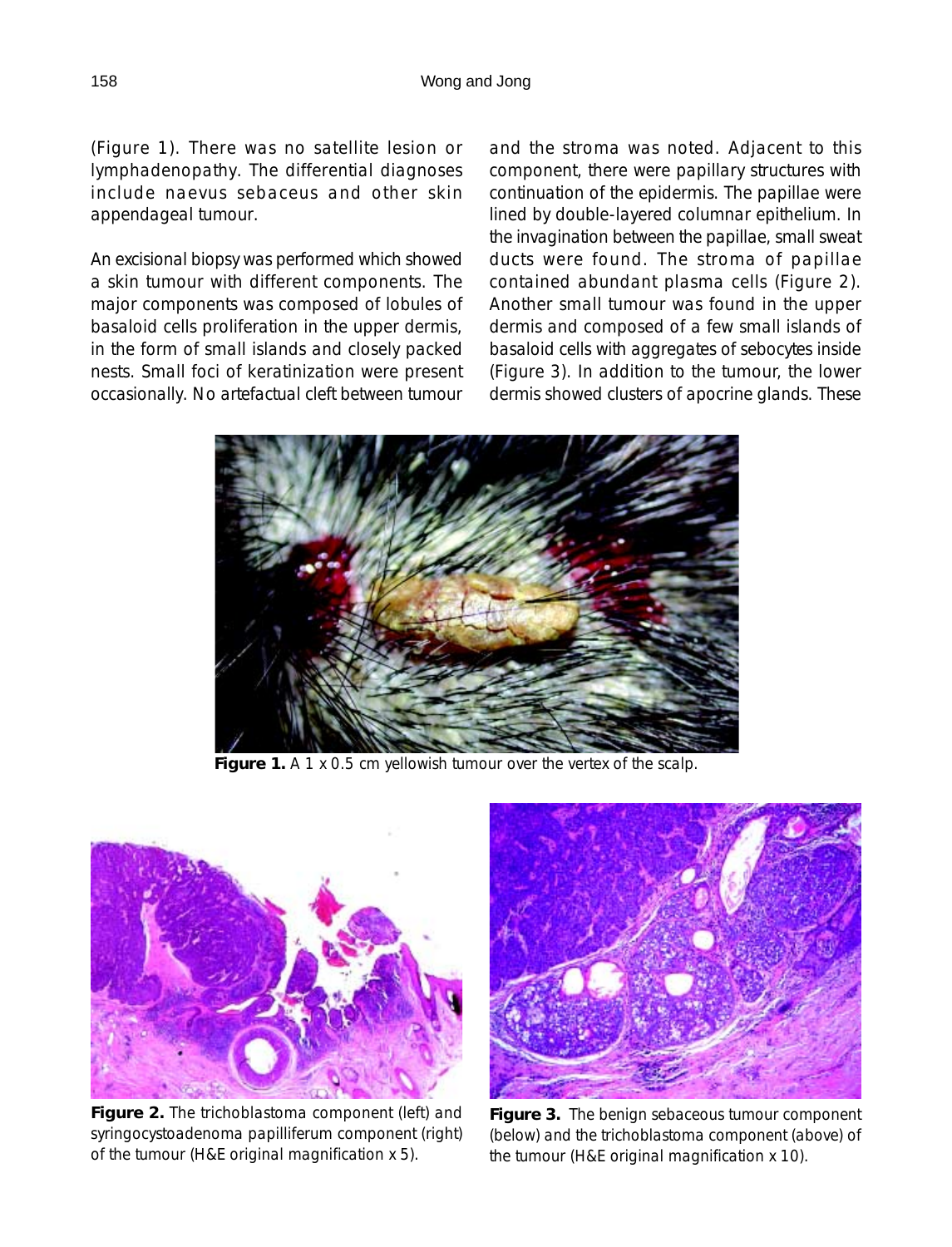(Figure 1). There was no satellite lesion or lymphadenopathy. The differential diagnoses include naevus sebaceus and other skin appendageal tumour.

An excisional biopsy was performed which showed a skin tumour with different components. The major components was composed of lobules of basaloid cells proliferation in the upper dermis, in the form of small islands and closely packed nests. Small foci of keratinization were present occasionally. No artefactual cleft between tumour and the stroma was noted. Adjacent to this component, there were papillary structures with continuation of the epidermis. The papillae were lined by double-layered columnar epithelium. In the invagination between the papillae, small sweat ducts were found. The stroma of papillae contained abundant plasma cells (Figure 2). Another small tumour was found in the upper dermis and composed of a few small islands of basaloid cells with aggregates of sebocytes inside (Figure 3). In addition to the tumour, the lower dermis showed clusters of apocrine glands. These

**Figure 1.** A 1 x 0.5 cm yellowish tumour over the vertex of the scalp.

**Figure 2.** The trichoblastoma component (left) and syringocystoadenoma papilliferum component (right) of the tumour (H&E original magnification x 5).

**Figure 3.** The benign sebaceous tumour component (below) and the trichoblastoma component (above) of the tumour (H&E original magnification x 10).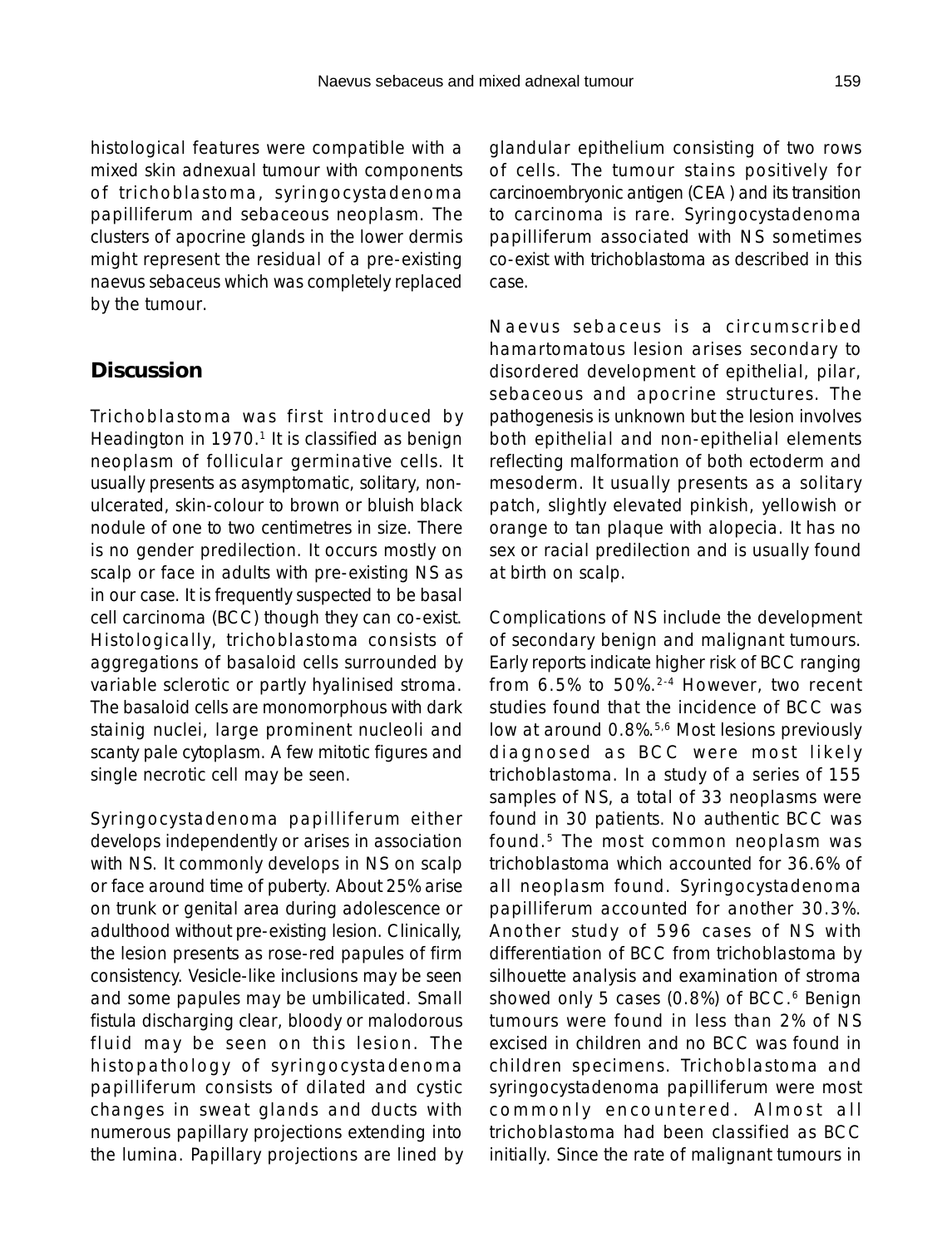histological features were compatible with a mixed skin adnexual tumour with components of trichoblastoma, syringocystadenoma papilliferum and sebaceous neoplasm. The clusters of apocrine glands in the lower dermis might represent the residual of a pre-existing naevus sebaceus which was completely replaced by the tumour.

## Discussion

Trichoblastoma was first introduced by Headington in 1970.[1] It is classified as benign neoplasm of follicular germinative cells. It usually presents as asymptomatic, solitary, non-ulcerated, skin-colour to brown or bluish black nodule of one to two centimetres in size. There is no gender predilection. It occurs mostly on scalp or face in adults with pre-existing NS as in our case. It is frequently suspected to be basal cell carcinoma (BCC) though they can co-exist. Histologically, trichoblastoma consists of aggregations of basaloid cells surrounded by variable sclerotic or partly hyalinised stroma. The basaloid cells are monomorphous with dark stainig nuclei, large prominent nucleoli and scanty pale cytoplasm. A few mitotic figures and single necrotic cell may be seen.

Syringocystadenoma papilliferum either develops independently or arises in association with NS. It commonly develops in NS on scalp or face around time of puberty. About 25% arise on trunk or genital area during adolescence or adulthood without pre-existing lesion. Clinically, the lesion presents as rose-red papules of firm consistency. Vesicle-like inclusions may be seen and some papules may be umbilicated. Small fistula discharging clear, bloody or malodorous fluid may be seen on this lesion. The histopathology of syringocystadenoma papilliferum consists of dilated and cystic changes in sweat glands and ducts with numerous papillary projections extending into the lumina. Papillary projections are lined by glandular epithelium consisting of two rows of cells. The tumour stains positively for carcinoembryonic antigen (CEA ) and its transition to carcinoma is rare. Syringocystadenoma papilliferum associated with NS sometimes co-exist with trichoblastoma as described in this case.

Naevus sebaceus is a circumscribed hamartomatous lesion arises secondary to disordered development of epithelial, pilar, sebaceous and apocrine structures. The pathogenesis is unknown but the lesion involves both epithelial and non-epithelial elements reflecting malformation of both ectoderm and mesoderm. It usually presents as a solitary patch, slightly elevated pinkish, yellowish or orange to tan plaque with alopecia. It has no sex or racial predilection and is usually found at birth on scalp.

Complications of NS include the development of secondary benign and malignant tumours. Early reports indicate higher risk of BCC ranging from 6.5% to 50%.[2-4] However, two recent studies found that the incidence of BCC was low at around 0.8%.[5,6] Most lesions previously diagnosed as BCC were most likely trichoblastoma. In a study of a series of 155 samples of NS, a total of 33 neoplasms were found in 30 patients. No authentic BCC was found.[5] The most common neoplasm was trichoblastoma which accounted for 36.6% of all neoplasm found. Syringocystadenoma papilliferum accounted for another 30.3%. Another study of 596 cases of NS with differentiation of BCC from trichoblastoma by silhouette analysis and examination of stroma showed only 5 cases (0.8%) of BCC.[6] Benign tumours were found in less than 2% of NS excised in children and no BCC was found in children specimens. Trichoblastoma and syringocystadenoma papilliferum were most commonly encountered. Almost all trichoblastoma had been classified as BCC initially. Since the rate of malignant tumours in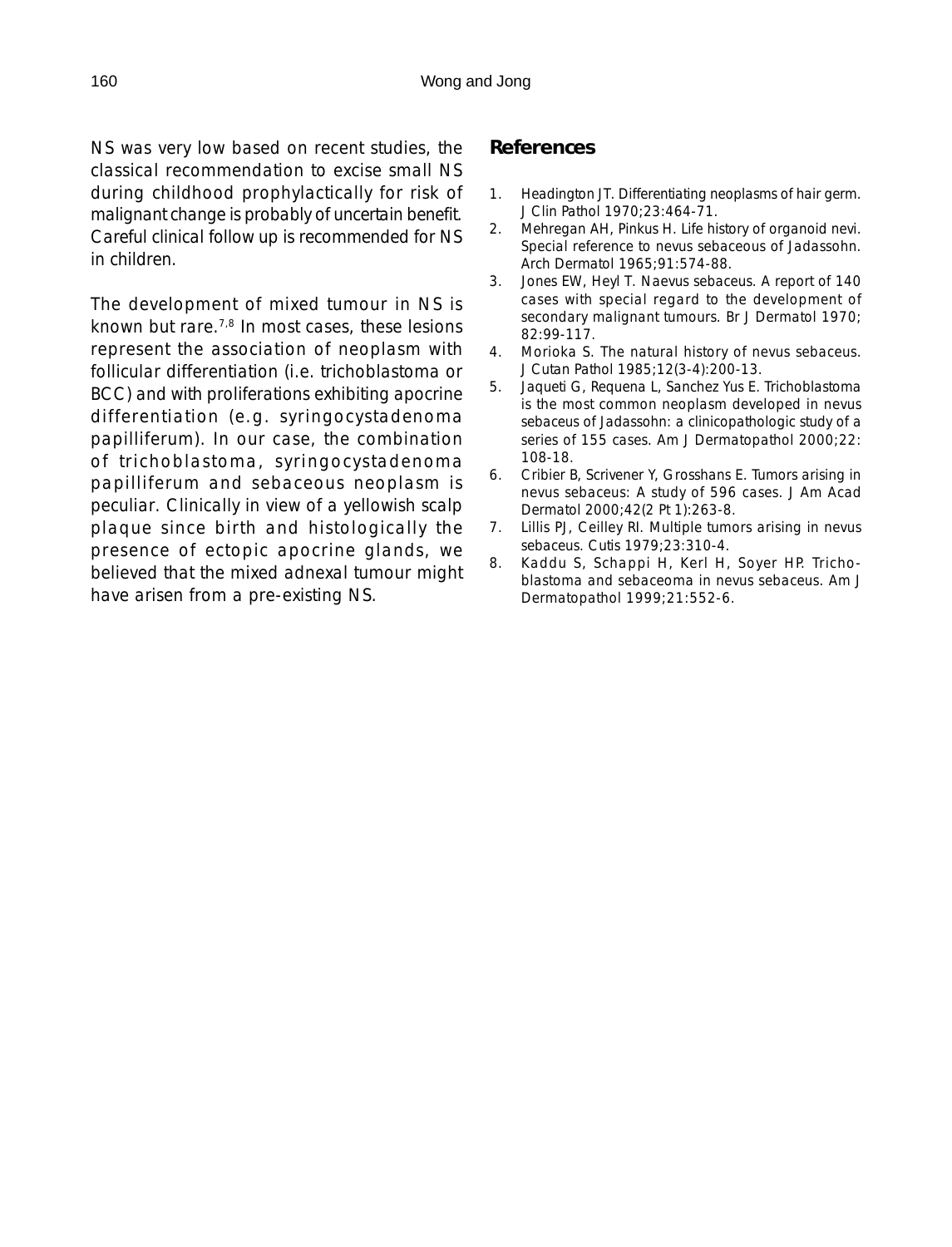NS was very low based on recent studies, the classical recommendation to excise small NS during childhood prophylactically for risk of malignant change is probably of uncertain benefit. Careful clinical follow up is recommended for NS in children.

The development of mixed tumour in NS is known but rare.[7,8] In most cases, these lesions represent the association of neoplasm with follicular differentiation (i.e. trichoblastoma or BCC) and with proliferations exhibiting apocrine differentiation (e.g. syringocystadenoma papilliferum). In our case, the combination of trichoblastoma, syringocystadenoma papilliferum and sebaceous neoplasm is peculiar. Clinically in view of a yellowish scalp plaque since birth and histologically the presence of ectopic apocrine glands, we believed that the mixed adnexal tumour might have arisen from a pre-existing NS.

## References

1. Headington JT. Differentiating neoplasms of hair germ. J Clin Pathol 1970;23:464-71.
2. Mehregan AH, Pinkus H. Life history of organoid nevi. Special reference to nevus sebaceous of Jadassohn. Arch Dermatol 1965;91:574-88.
3. Jones EW, Heyl T. Naevus sebaceus. A report of 140 cases with special regard to the development of secondary malignant tumours. Br J Dermatol 1970; 82:99-117.
4. Morioka S. The natural history of nevus sebaceus. J Cutan Pathol 1985;12(3-4):200-13.
5. Jaqueti G, Requena L, Sanchez Yus E. Trichoblastoma is the most common neoplasm developed in nevus sebaceus of Jadassohn: a clinicopathologic study of a series of 155 cases. Am J Dermatopathol 2000;22: 108-18.
6. Cribier B, Scrivener Y, Grosshans E. Tumors arising in nevus sebaceus: A study of 596 cases. J Am Acad Dermatol 2000;42(2 Pt 1):263-8.
7. Lillis PJ, Ceilley RI. Multiple tumors arising in nevus sebaceus. Cutis 1979;23:310-4.
8. Kaddu S, Schappi H, Kerl H, Soyer HP. Trichoblastoma and sebaceoma in nevus sebaceus. Am J Dermatopathol 1999;21:552-6.